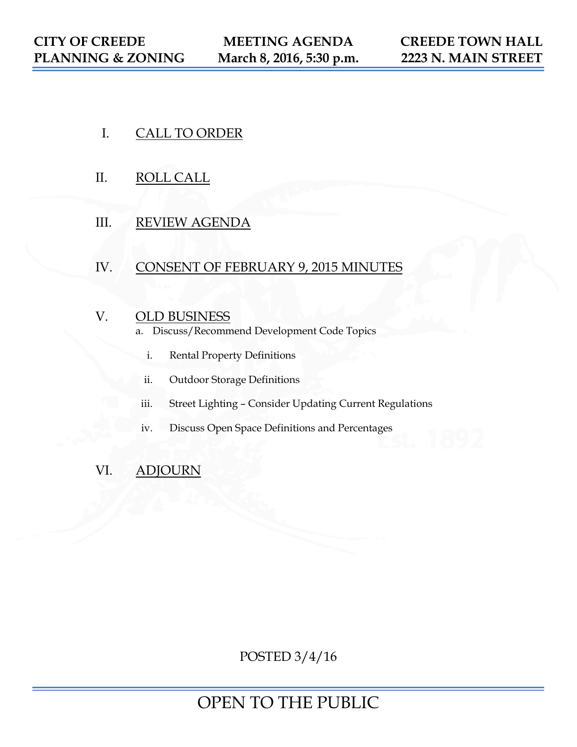**CITY OF CREEDE PLANNING & ZONING** | **MEETING AGENDA March 8, 2016, 5:30 p.m.** | **CREEDE TOWN HALL 2223 N. MAIN STREET**

I. CALL TO ORDER

II. ROLL CALL

III. REVIEW AGENDA

IV. CONSENT OF FEBRUARY 9, 2015 MINUTES

V. OLD BUSINESS

a. Discuss/Recommend Development Code Topics

i. Rental Property Definitions

ii. Outdoor Storage Definitions

iii. Street Lighting – Consider Updating Current Regulations

iv. Discuss Open Space Definitions and Percentages

VI. ADJOURN

POSTED 3/4/16

OPEN TO THE PUBLIC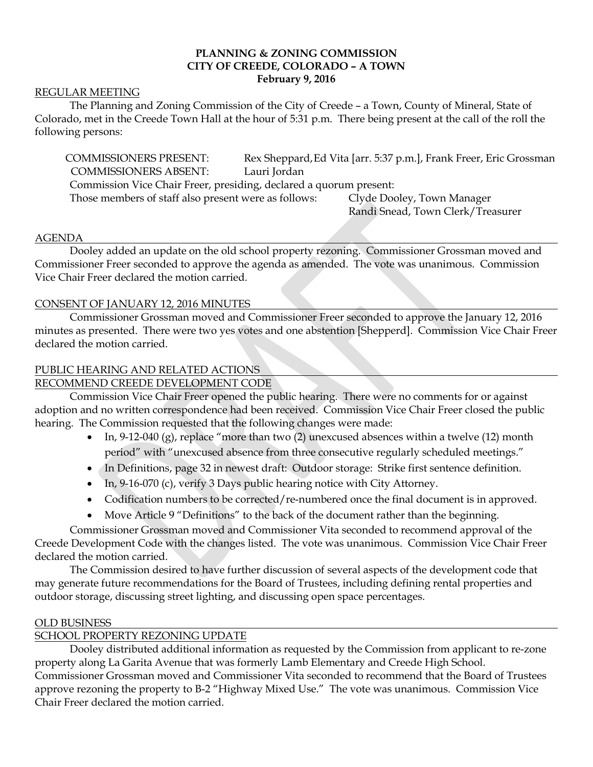**PLANNING & ZONING COMMISSION**
**CITY OF CREEDE, COLORADO – A TOWN**
**February 9, 2016**

REGULAR MEETING

The Planning and Zoning Commission of the City of Creede – a Town, County of Mineral, State of Colorado, met in the Creede Town Hall at the hour of 5:31 p.m. There being present at the call of the roll the following persons:

COMMISSIONERS PRESENT: Rex Sheppard, Ed Vita [arr. 5:37 p.m.], Frank Freer, Eric Grossman
COMMISSIONERS ABSENT: Lauri Jordan
Commission Vice Chair Freer, presiding, declared a quorum present:
Those members of staff also present were as follows: Clyde Dooley, Town Manager
Randi Snead, Town Clerk/Treasurer

AGENDA

Dooley added an update on the old school property rezoning. Commissioner Grossman moved and Commissioner Freer seconded to approve the agenda as amended. The vote was unanimous. Commission Vice Chair Freer declared the motion carried.

CONSENT OF JANUARY 12, 2016 MINUTES

Commissioner Grossman moved and Commissioner Freer seconded to approve the January 12, 2016 minutes as presented. There were two yes votes and one abstention [Shepperd]. Commission Vice Chair Freer declared the motion carried.

PUBLIC HEARING AND RELATED ACTIONS

RECOMMEND CREEDE DEVELOPMENT CODE

Commission Vice Chair Freer opened the public hearing. There were no comments for or against adoption and no written correspondence had been received. Commission Vice Chair Freer closed the public hearing. The Commission requested that the following changes were made:

- In, 9-12-040 (g), replace "more than two (2) unexcused absences within a twelve (12) month period" with "unexcused absence from three consecutive regularly scheduled meetings."
- In Definitions, page 32 in newest draft: Outdoor storage: Strike first sentence definition.
- In, 9-16-070 (c), verify 3 Days public hearing notice with City Attorney.
- Codification numbers to be corrected/re-numbered once the final document is in approved.
- Move Article 9 "Definitions" to the back of the document rather than the beginning.

Commissioner Grossman moved and Commissioner Vita seconded to recommend approval of the Creede Development Code with the changes listed. The vote was unanimous. Commission Vice Chair Freer declared the motion carried.

The Commission desired to have further discussion of several aspects of the development code that may generate future recommendations for the Board of Trustees, including defining rental properties and outdoor storage, discussing street lighting, and discussing open space percentages.

OLD BUSINESS

SCHOOL PROPERTY REZONING UPDATE

Dooley distributed additional information as requested by the Commission from applicant to re-zone property along La Garita Avenue that was formerly Lamb Elementary and Creede High School. Commissioner Grossman moved and Commissioner Vita seconded to recommend that the Board of Trustees approve rezoning the property to B-2 "Highway Mixed Use." The vote was unanimous. Commission Vice Chair Freer declared the motion carried.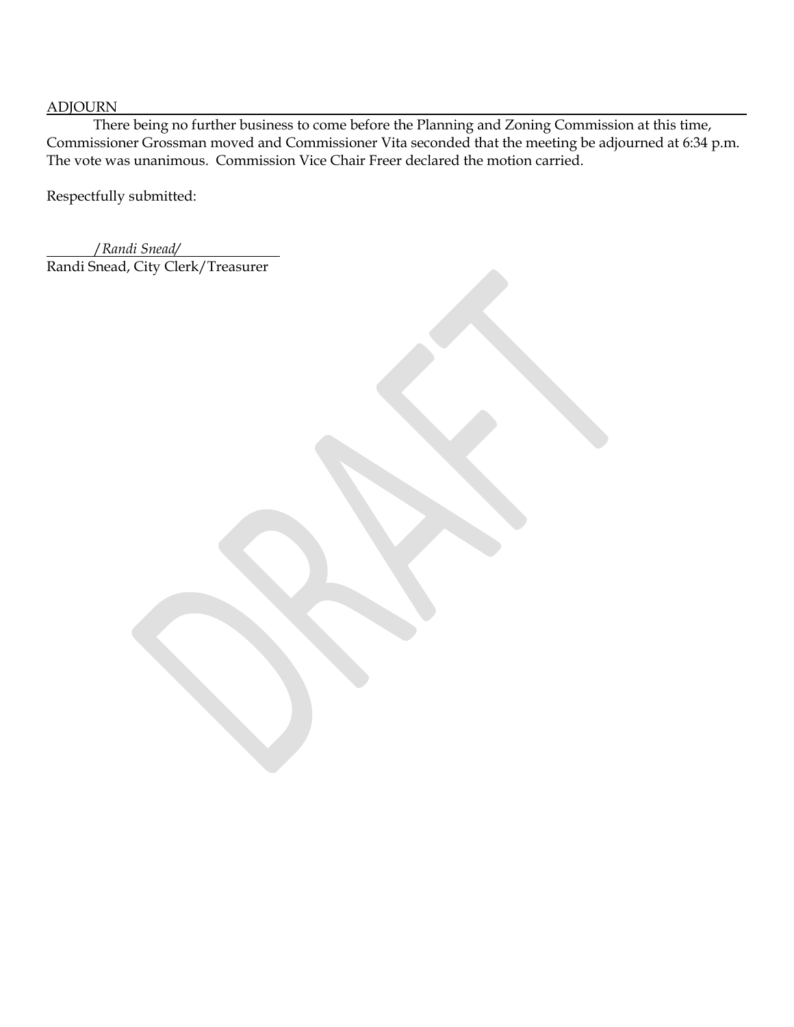ADJOURN

There being no further business to come before the Planning and Zoning Commission at this time, Commissioner Grossman moved and Commissioner Vita seconded that the meeting be adjourned at 6:34 p.m. The vote was unanimous. Commission Vice Chair Freer declared the motion carried.

Respectfully submitted:

*/Randi Snead/*

Randi Snead, City Clerk/Treasurer